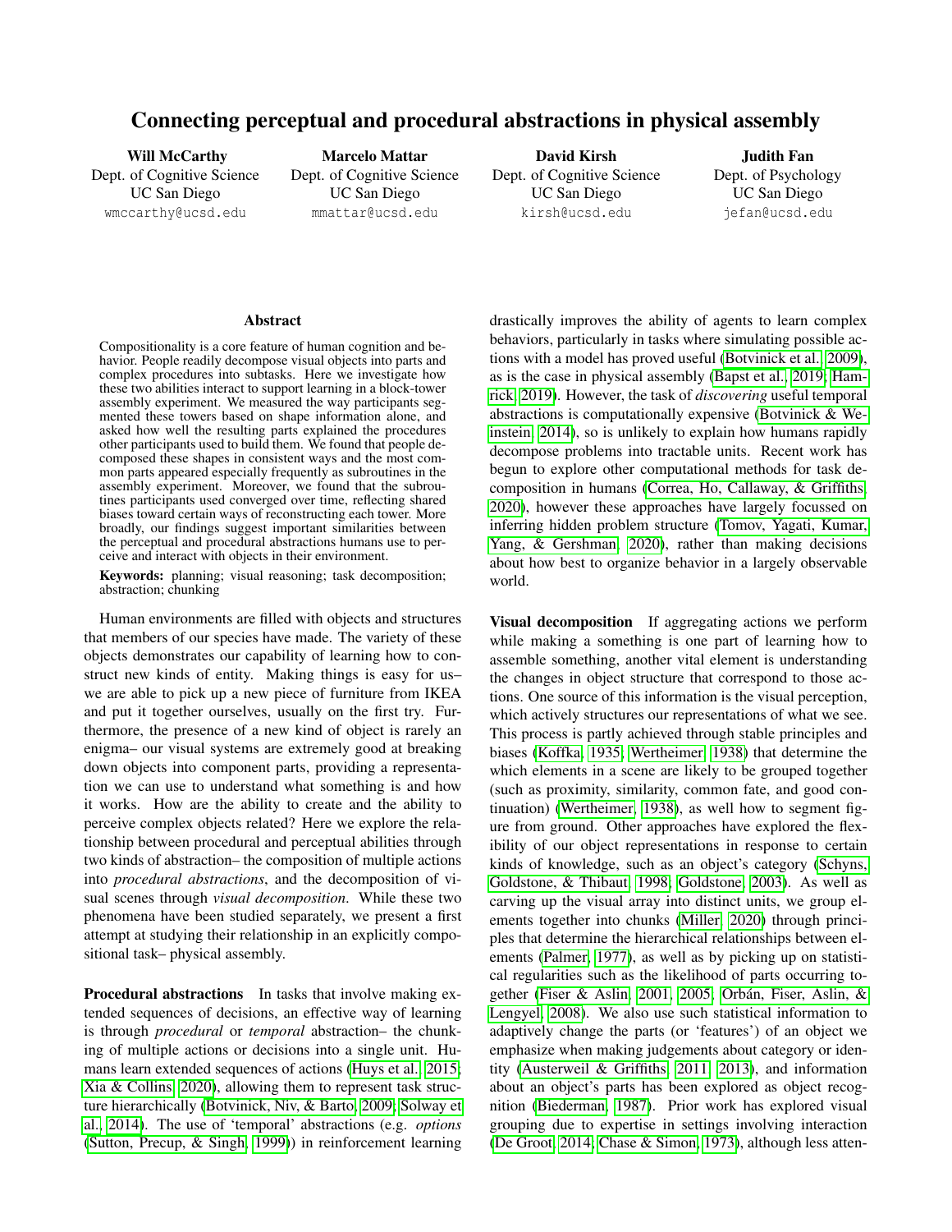# Connecting perceptual and procedural abstractions in physical assembly

**Will McCarthy**
Dept. of Cognitive Science
UC San Diego
wmccarthy@ucsd.edu

**Marcelo Mattar**
Dept. of Cognitive Science
UC San Diego
mmattar@ucsd.edu

**David Kirsh**
Dept. of Cognitive Science
UC San Diego
kirsh@ucsd.edu

**Judith Fan**
Dept. of Psychology
UC San Diego
jefan@ucsd.edu

## Abstract

Compositionality is a core feature of human cognition and behavior. People readily decompose visual objects into parts and complex procedures into subtasks. Here we investigate how these two abilities interact to support learning in a block-tower assembly experiment. We measured the way participants segmented these towers based on shape information alone, and asked how well the resulting parts explained the procedures other participants used to build them. We found that people decomposed these shapes in consistent ways and the most common parts appeared especially frequently as subroutines in the assembly experiment. Moreover, we found that the subroutines participants used converged over time, reflecting shared biases toward certain ways of reconstructing each tower. More broadly, our findings suggest important similarities between the perceptual and procedural abstractions humans use to perceive and interact with objects in their environment.

**Keywords:** planning; visual reasoning; task decomposition; abstraction; chunking

Human environments are filled with objects and structures that members of our species have made. The variety of these objects demonstrates our capability of learning how to construct new kinds of entity. Making things is easy for us– we are able to pick up a new piece of furniture from IKEA and put it together ourselves, usually on the first try. Furthermore, the presence of a new kind of object is rarely an enigma– our visual systems are extremely good at breaking down objects into component parts, providing a representation we can use to understand what something is and how it works. How are the ability to create and the ability to perceive complex objects related? Here we explore the relationship between procedural and perceptual abilities through two kinds of abstraction– the composition of multiple actions into *procedural abstractions*, and the decomposition of visual scenes through *visual decomposition*. While these two phenomena have been studied separately, we present a first attempt at studying their relationship in an explicitly compositional task– physical assembly.

**Procedural abstractions** In tasks that involve making extended sequences of decisions, an effective way of learning is through *procedural* or *temporal* abstraction– the chunking of multiple actions or decisions into a single unit. Humans learn extended sequences of actions (Huys et al., 2015; Xia & Collins, 2020), allowing them to represent task structure hierarchically (Botvinick, Niv, & Barto, 2009; Solway et al., 2014). The use of 'temporal' abstractions (e.g. *options* (Sutton, Precup, & Singh, 1999)) in reinforcement learning drastically improves the ability of agents to learn complex behaviors, particularly in tasks where simulating possible actions with a model has proved useful (Botvinick et al., 2009), as is the case in physical assembly (Bapst et al., 2019; Hamrick, 2019). However, the task of *discovering* useful temporal abstractions is computationally expensive (Botvinick & Weinstein, 2014), so is unlikely to explain how humans rapidly decompose problems into tractable units. Recent work has begun to explore other computational methods for task decomposition in humans (Correa, Ho, Callaway, & Griffiths, 2020), however these approaches have largely focussed on inferring hidden problem structure (Tomov, Yagati, Kumar, Yang, & Gershman, 2020), rather than making decisions about how best to organize behavior in a largely observable world.

**Visual decomposition** If aggregating actions we perform while making a something is one part of learning how to assemble something, another vital element is understanding the changes in object structure that correspond to those actions. One source of this information is the visual perception, which actively structures our representations of what we see. This process is partly achieved through stable principles and biases (Koffka, 1935; Wertheimer, 1938) that determine the which elements in a scene are likely to be grouped together (such as proximity, similarity, common fate, and good continuation) (Wertheimer, 1938), as well how to segment figure from ground. Other approaches have explored the flexibility of our object representations in response to certain kinds of knowledge, such as an object's category (Schyns, Goldstone, & Thibaut, 1998; Goldstone, 2003). As well as carving up the visual array into distinct units, we group elements together into chunks (Miller, 2020) through principles that determine the hierarchical relationships between elements (Palmer, 1977), as well as by picking up on statistical regularities such as the likelihood of parts occurring together (Fiser & Aslin, 2001, 2005; Orbán, Fiser, Aslin, & Lengyel, 2008). We also use such statistical information to adaptively change the parts (or 'features') of an object we emphasize when making judgements about category or identity (Austerweil & Griffiths, 2011, 2013), and information about an object's parts has been explored as object recognition (Biederman, 1987). Prior work has explored visual grouping due to expertise in settings involving interaction (De Groot, 2014; Chase & Simon, 1973), although less atten-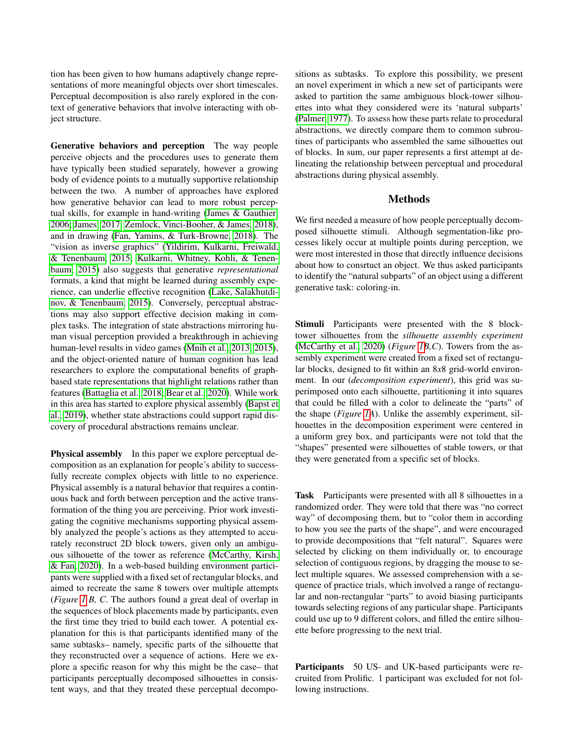tion has been given to how humans adaptively change representations of more meaningful objects over short timescales. Perceptual decomposition is also rarely explored in the context of generative behaviors that involve interacting with object structure.

**Generative behaviors and perception** The way people perceive objects and the procedures uses to generate them have typically been studied separately, however a growing body of evidence points to a mutually supportive relationship between the two. A number of approaches have explored how generative behavior can lead to more robust perceptual skills, for example in hand-writing (James & Gauthier, 2006; James, 2017; Zemlock, Vinci-Booher, & James, 2018), and in drawing (Fan, Yamins, & Turk-Browne, 2018). The "vision as inverse graphics" (Yildirim, Kulkarni, Freiwald, & Tenenbaum, 2015; Kulkarni, Whitney, Kohli, & Tenenbaum, 2015) also suggests that generative *representational* formats, a kind that might be learned during assembly experience, can underlie effective recognition (Lake, Salakhutdinov, & Tenenbaum, 2015). Conversely, perceptual abstractions may also support effective decision making in complex tasks. The integration of state abstractions mirroring human visual perception provided a breakthrough in achieving human-level results in video games (Mnih et al., 2013, 2015), and the object-oriented nature of human cognition has lead researchers to explore the computational benefits of graph-based state representations that highlight relations rather than features (Battaglia et al., 2018; Bear et al., 2020). While work in this area has started to explore physical assembly (Bapst et al., 2019), whether state abstractions could support rapid discovery of procedural abstractions remains unclear.

**Physical assembly** In this paper we explore perceptual decomposition as an explanation for people's ability to successfully recreate complex objects with little to no experience. Physical assembly is a natural behavior that requires a continuous back and forth between perception and the active transformation of the thing you are perceiving. Prior work investigating the cognitive mechanisms supporting physical assembly analyzed the people's actions as they attempted to accurately reconstruct 2D block towers, given only an ambiguous silhouette of the tower as reference (McCarthy, Kirsh, & Fan, 2020). In a web-based building environment participants were supplied with a fixed set of rectangular blocks, and aimed to recreate the same 8 towers over multiple attempts (*Figure 1 B, C*. The authors found a great deal of overlap in the sequences of block placements made by participants, even the first time they tried to build each tower. A potential explanation for this is that participants identified many of the same subtasks– namely, specific parts of the silhouette that they reconstructed over a sequence of actions. Here we explore a specific reason for why this might be the case– that participants perceptually decomposed silhouettes in consistent ways, and that they treated these perceptual decompositions as subtasks. To explore this possibility, we present an novel experiment in which a new set of participants were asked to partition the same ambiguous block-tower silhouettes into what they considered were its 'natural subparts' (Palmer, 1977). To assess how these parts relate to procedural abstractions, we directly compare them to common subroutines of participants who assembled the same silhouettes out of blocks. In sum, our paper represents a first attempt at delineating the relationship between perceptual and procedural abstractions during physical assembly.

## Methods

We first needed a measure of how people perceptually decomposed silhouette stimuli. Although segmentation-like processes likely occur at multiple points during perception, we were most interested in those that directly influence decisions about how to consrtuct an object. We thus asked participants to identify the "natural subparts" of an object using a different generative task: coloring-in.

**Stimuli** Participants were presented with the 8 block-tower silhouettes from the *silhouette assembly experiment* (McCarthy et al., 2020) (*Figure 1B,C*). Towers from the assembly experiment were created from a fixed set of rectangular blocks, designed to fit within an 8*x*8 grid-world environment. In our (*decomposition experiment*), this grid was superimposed onto each silhouette, partitioning it into squares that could be filled with a color to delineate the "parts" of the shape (*Figure 1A*). Unlike the assembly experiment, silhouettes in the decomposition experiment were centered in a uniform grey box, and participants were not told that the "shapes" presented were silhouettes of stable towers, or that they were generated from a specific set of blocks.

**Task** Participants were presented with all 8 silhouettes in a randomized order. They were told that there was "no correct way" of decomposing them, but to "color them in according to how you see the parts of the shape", and were encouraged to provide decompositions that "felt natural". Squares were selected by clicking on them individually or, to encourage selection of contiguous regions, by dragging the mouse to select multiple squares. We assessed comprehension with a sequence of practice trials, which involved a range of rectangular and non-rectangular "parts" to avoid biasing participants towards selecting regions of any particular shape. Participants could use up to 9 different colors, and filled the entire silhouette before progressing to the next trial.

**Participants** 50 US- and UK-based participants were recruited from Prolific. 1 participant was excluded for not following instructions.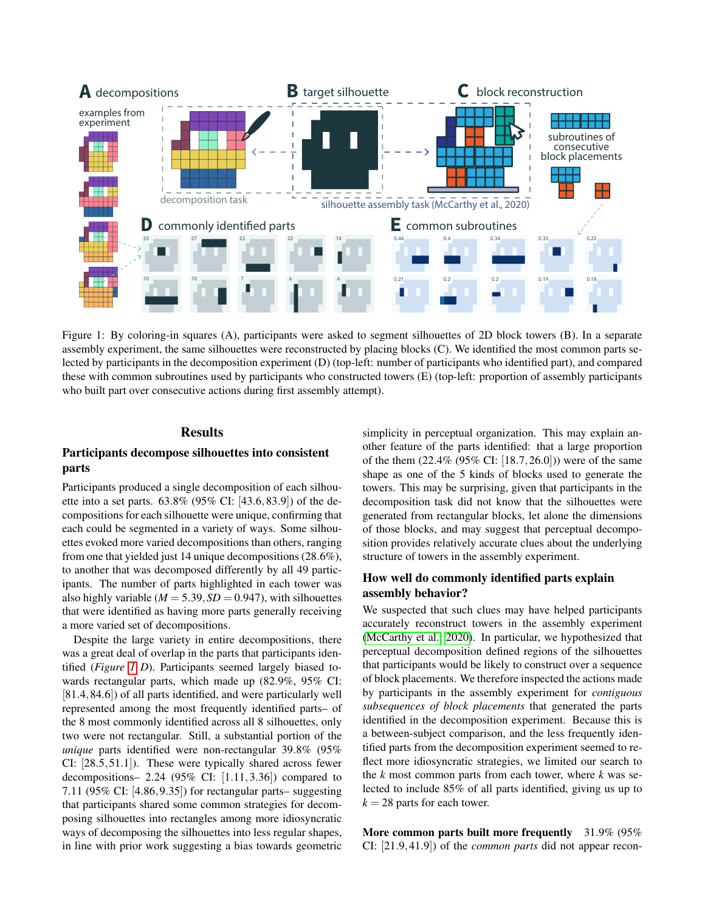Figure 1: By coloring-in squares (A), participants were asked to segment silhouettes of 2D block towers (B). In a separate assembly experiment, the same silhouettes were reconstructed by placing blocks (C). We identified the most common parts selected by participants in the decomposition experiment (D) (top-left: number of participants who identified part), and compared these with common subroutines used by participants who constructed towers (E) (top-left: proportion of assembly participants who built part over consecutive actions during first assembly attempt).

## Results

### Participants decompose silhouettes into consistent parts

Participants produced a single decomposition of each silhouette into a set parts. 63.8% (95% CI: [43.6, 83.9]) of the decompositions for each silhouette were unique, confirming that each could be segmented in a variety of ways. Some silhouettes evoked more varied decompositions than others, ranging from one that yielded just 14 unique decompositions (28.6%), to another that was decomposed differently by all 49 participants. The number of parts highlighted in each tower was also highly variable ($M = 5.39, SD = 0.947$), with silhouettes that were identified as having more parts generally receiving a more varied set of decompositions.

Despite the large variety in entire decompositions, there was a great deal of overlap in the parts that participants identified (*Figure 1 D*). Participants seemed largely biased towards rectangular parts, which made up (82.9%, 95% CI: [81.4, 84.6]) of all parts identified, and were particularly well represented among the most frequently identified parts– of the 8 most commonly identified across all 8 silhouettes, only two were not rectangular. Still, a substantial portion of the *unique* parts identified were non-rectangular 39.8% (95% CI: [28.5, 51.1]). These were typically shared across fewer decompositions– 2.24 (95% CI: [1.11, 3.36]) compared to 7.11 (95% CI: [4.86, 9.35]) for rectangular parts– suggesting that participants shared some common strategies for decomposing silhouettes into rectangles among more idiosyncratic ways of decomposing the silhouettes into less regular shapes, in line with prior work suggesting a bias towards geometric simplicity in perceptual organization. This may explain another feature of the parts identified: that a large proportion of the them (22.4% (95% CI: [18.7, 26.0])) were of the same shape as one of the 5 kinds of blocks used to generate the towers. This may be surprising, given that participants in the decomposition task did not know that the silhouettes were generated from rectangular blocks, let alone the dimensions of those blocks, and may suggest that perceptual decomposition provides relatively accurate clues about the underlying structure of towers in the assembly experiment.

### How well do commonly identified parts explain assembly behavior?

We suspected that such clues may have helped participants accurately reconstruct towers in the assembly experiment (McCarthy et al., 2020). In particular, we hypothesized that perceptual decomposition defined regions of the silhouettes that participants would be likely to construct over a sequence of block placements. We therefore inspected the actions made by participants in the assembly experiment for *contiguous subsequences of block placements* that generated the parts identified in the decomposition experiment. Because this is a between-subject comparison, and the less frequently identified parts from the decomposition experiment seemed to reflect more idiosyncratic strategies, we limited our search to the $k$ most common parts from each tower, where $k$ was selected to include 85% of all parts identified, giving us up to $k = 28$ parts for each tower.

**More common parts built more frequently** 31.9% (95% CI: [21.9, 41.9]) of the *common parts* did not appear recon-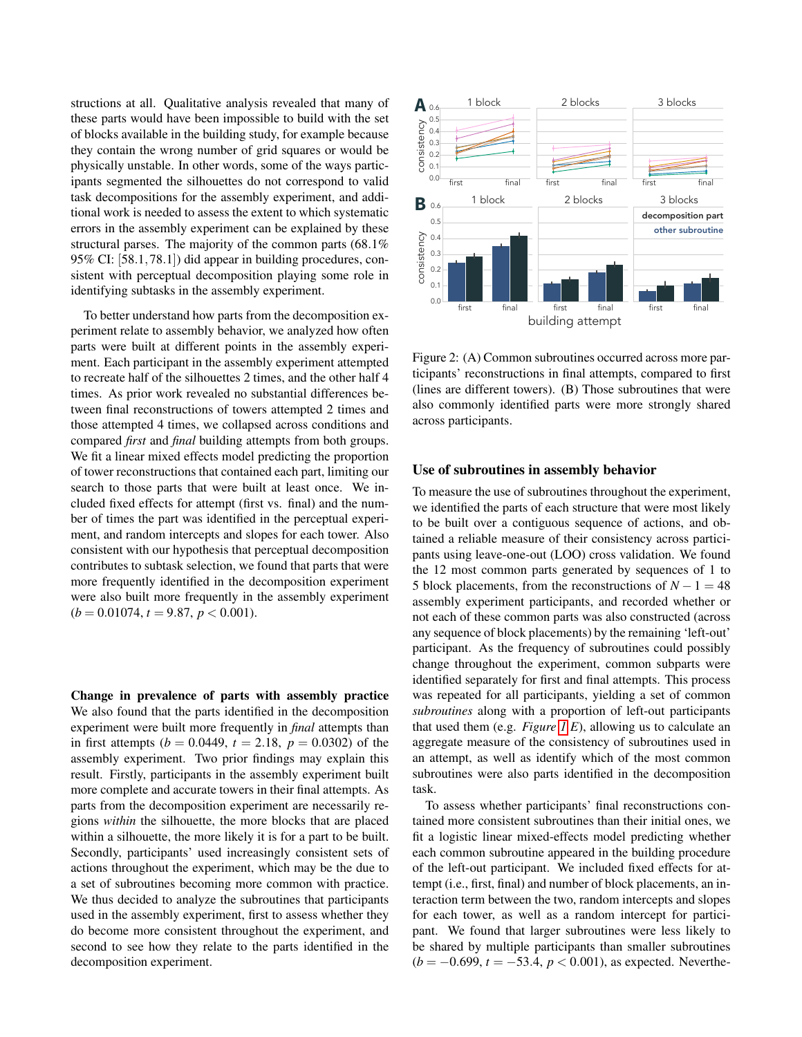structions at all. Qualitative analysis revealed that many of these parts would have been impossible to build with the set of blocks available in the building study, for example because they contain the wrong number of grid squares or would be physically unstable. In other words, some of the ways participants segmented the silhouettes do not correspond to valid task decompositions for the assembly experiment, and additional work is needed to assess the extent to which systematic errors in the assembly experiment can be explained by these structural parses. The majority of the common parts (68.1% 95% CI: [58.1, 78.1]) did appear in building procedures, consistent with perceptual decomposition playing some role in identifying subtasks in the assembly experiment.

To better understand how parts from the decomposition experiment relate to assembly behavior, we analyzed how often parts were built at different points in the assembly experiment. Each participant in the assembly experiment attempted to recreate half of the silhouettes 2 times, and the other half 4 times. As prior work revealed no substantial differences between final reconstructions of towers attempted 2 times and those attempted 4 times, we collapsed across conditions and compared *first* and *final* building attempts from both groups. We fit a linear mixed effects model predicting the proportion of tower reconstructions that contained each part, limiting our search to those parts that were built at least once. We included fixed effects for attempt (first vs. final) and the number of times the part was identified in the perceptual experiment, and random intercepts and slopes for each tower. Also consistent with our hypothesis that perceptual decomposition contributes to subtask selection, we found that parts that were more frequently identified in the decomposition experiment were also built more frequently in the assembly experiment ($b = 0.01074$, $t = 9.87$, $p < 0.001$).

**Change in prevalence of parts with assembly practice** We also found that the parts identified in the decomposition experiment were built more frequently in *final* attempts than in first attempts ($b = 0.0449$, $t = 2.18$, $p = 0.0302$) of the assembly experiment. Two prior findings may explain this result. Firstly, participants in the assembly experiment built more complete and accurate towers in their final attempts. As parts from the decomposition experiment are necessarily regions *within* the silhouette, the more blocks that are placed within a silhouette, the more likely it is for a part to be built. Secondly, participants' used increasingly consistent sets of actions throughout the experiment, which may be the due to a set of subroutines becoming more common with practice. We thus decided to analyze the subroutines that participants used in the assembly experiment, first to assess whether they do become more consistent throughout the experiment, and second to see how they relate to the parts identified in the decomposition experiment.

Figure 2: (A) Common subroutines occurred across more participants' reconstructions in final attempts, compared to first (lines are different towers). (B) Those subroutines that were also commonly identified parts were more strongly shared across participants.

## Use of subroutines in assembly behavior

To measure the use of subroutines throughout the experiment, we identified the parts of each structure that were most likely to be built over a contiguous sequence of actions, and obtained a reliable measure of their consistency across participants using leave-one-out (LOO) cross validation. We found the 12 most common parts generated by sequences of 1 to 5 block placements, from the reconstructions of $N - 1 = 48$ assembly experiment participants, and recorded whether or not each of these common parts was also constructed (across any sequence of block placements) by the remaining 'left-out' participant. As the frequency of subroutines could possibly change throughout the experiment, common subparts were identified separately for first and final attempts. This process was repeated for all participants, yielding a set of common *subroutines* along with a proportion of left-out participants that used them (e.g. *Figure 1E*), allowing us to calculate an aggregate measure of the consistency of subroutines used in an attempt, as well as identify which of the most common subroutines were also parts identified in the decomposition task.

To assess whether participants' final reconstructions contained more consistent subroutines than their initial ones, we fit a logistic linear mixed-effects model predicting whether each common subroutine appeared in the building procedure of the left-out participant. We included fixed effects for attempt (i.e., first, final) and number of block placements, an interaction term between the two, random intercepts and slopes for each tower, as well as a random intercept for participant. We found that larger subroutines were less likely to be shared by multiple participants than smaller subroutines ($b = -0.699$, $t = -53.4$, $p < 0.001$), as expected. Neverthe-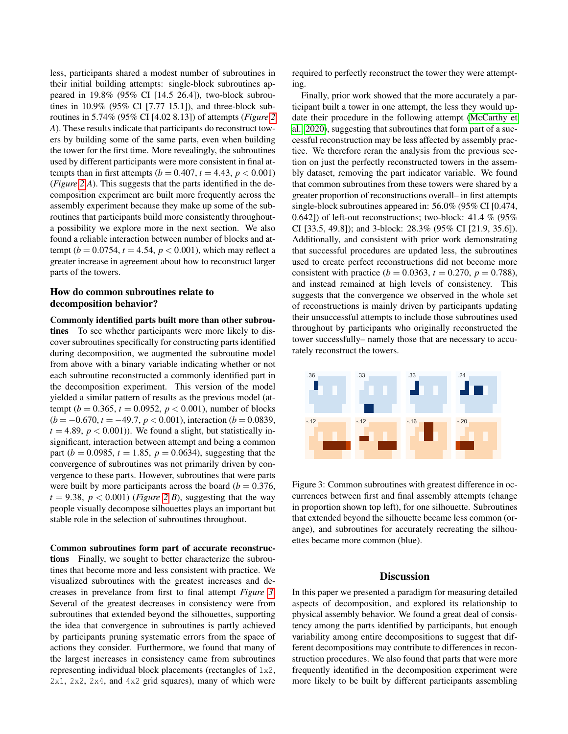less, participants shared a modest number of subroutines in their initial building attempts: single-block subroutines appeared in 19.8% (95% CI [14.5 26.4]), two-block subroutines in 10.9% (95% CI [7.77 15.1]), and three-block subroutines in 5.74% (95% CI [4.02 8.13]) of attempts (*Figure 2 A*). These results indicate that participants do reconstruct towers by building some of the same parts, even when building the tower for the first time. More revealingly, the subroutines used by different participants were more consistent in final attempts than in first attempts ($b = 0.407$, $t = 4.43$, $p < 0.001$) (*Figure 2 A*). This suggests that the parts identified in the decomposition experiment are built more frequently across the assembly experiment because they make up some of the subroutines that participants build more consistently throughout- a possibility we explore more in the next section. We also found a reliable interaction between number of blocks and attempt ($b = 0.0754$, $t = 4.54$, $p < 0.001$), which may reflect a greater increase in agreement about how to reconstruct larger parts of the towers.

### How do common subroutines relate to decomposition behavior?

**Commonly identified parts built more than other subroutines** To see whether participants were more likely to discover subroutines specifically for constructing parts identified during decomposition, we augmented the subroutine model from above with a binary variable indicating whether or not each subroutine reconstructed a commonly identified part in the decomposition experiment. This version of the model yielded a similar pattern of results as the previous model (attempt ($b = 0.365$, $t = 0.0952$, $p < 0.001$), number of blocks ($b = -0.670$, $t = -49.7$, $p < 0.001$), interaction ($b = 0.0839$, $t = 4.89$, $p < 0.001$)). We found a slight, but statistically insignificant, interaction between attempt and being a common part ($b = 0.0985$, $t = 1.85$, $p = 0.0634$), suggesting that the convergence of subroutines was not primarily driven by convergence to these parts. However, subroutines that were parts were built by more participants across the board ($b = 0.376$, $t = 9.38$, $p < 0.001$) (*Figure 2 B*), suggesting that the way people visually decompose silhouettes plays an important but stable role in the selection of subroutines throughout.

**Common subroutines form part of accurate reconstructions** Finally, we sought to better characterize the subroutines that become more and less consistent with practice. We visualized subroutines with the greatest increases and decreases in prevelance from first to final attempt *Figure 3*. Several of the greatest decreases in consistency were from subroutines that extended beyond the silhouettes, supporting the idea that convergence in subroutines is partly achieved by participants pruning systematic errors from the space of actions they consider. Furthermore, we found that many of the largest increases in consistency came from subroutines representing individual block placements (rectangles of `1x2`, `2x1`, `2x2`, `2x4`, and `4x2` grid squares), many of which were required to perfectly reconstruct the tower they were attempting.

Finally, prior work showed that the more accurately a participant built a tower in one attempt, the less they would update their procedure in the following attempt (McCarthy et al., 2020), suggesting that subroutines that form part of a successful reconstruction may be less affected by assembly practice. We therefore reran the analysis from the previous section on just the perfectly reconstructed towers in the assembly dataset, removing the part indicator variable. We found that common subroutines from these towers were shared by a greater proportion of reconstructions overall– in first attempts single-block subroutines appeared in: 56.0% (95% CI [0.474, 0.642]) of left-out reconstructions; two-block: 41.4 % (95% CI [33.5, 49.8]); and 3-block: 28.3% (95% CI [21.9, 35.6]). Additionally, and consistent with prior work demonstrating that successful procedures are updated less, the subroutines used to create perfect reconstructions did not become more consistent with practice ($b = 0.0363$, $t = 0.270$, $p = 0.788$), and instead remained at high levels of consistency. This suggests that the convergence we observed in the whole set of reconstructions is mainly driven by participants updating their unsuccessful attempts to include those subroutines used throughout by participants who originally reconstructed the tower successfully– namely those that are necessary to accurately reconstruct the towers.

Figure 3: Common subroutines with greatest difference in occurrences between first and final assembly attempts (change in proportion shown top left), for one silhouette. Subroutines that extended beyond the silhouette became less common (orange), and subroutines for accurately recreating the silhouettes became more common (blue).

## Discussion

In this paper we presented a paradigm for measuring detailed aspects of decomposition, and explored its relationship to physical assembly behavior. We found a great deal of consistency among the parts identified by participants, but enough variability among entire decompositions to suggest that different decompositions may contribute to differences in reconstruction procedures. We also found that parts that were more frequently identified in the decomposition experiment were more likely to be built by different participants assembling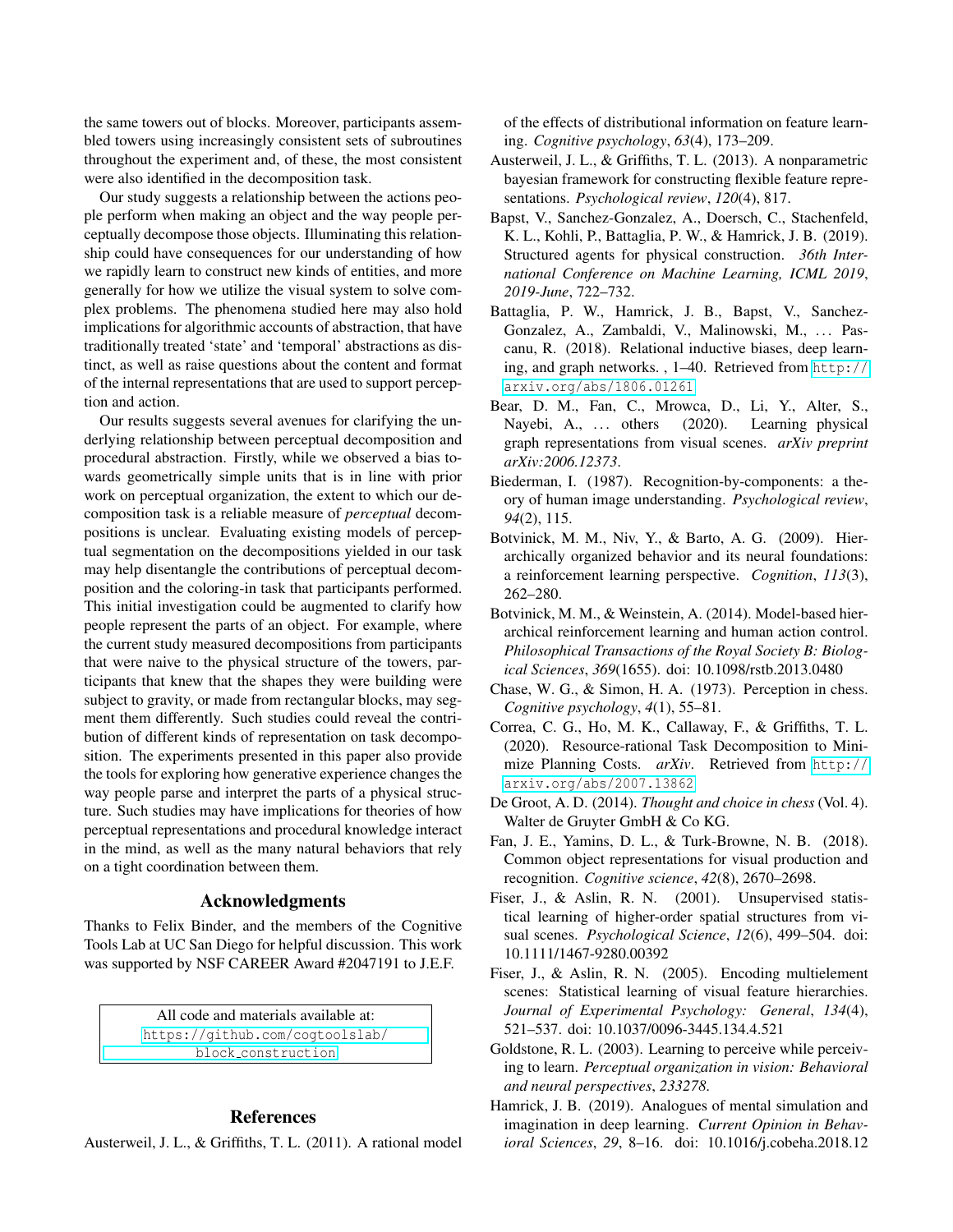the same towers out of blocks. Moreover, participants assembled towers using increasingly consistent sets of subroutines throughout the experiment and, of these, the most consistent were also identified in the decomposition task.

Our study suggests a relationship between the actions people perform when making an object and the way people perceptually decompose those objects. Illuminating this relationship could have consequences for our understanding of how we rapidly learn to construct new kinds of entities, and more generally for how we utilize the visual system to solve complex problems. The phenomena studied here may also hold implications for algorithmic accounts of abstraction, that have traditionally treated 'state' and 'temporal' abstractions as distinct, as well as raise questions about the content and format of the internal representations that are used to support perception and action.

Our results suggests several avenues for clarifying the underlying relationship between perceptual decomposition and procedural abstraction. Firstly, while we observed a bias towards geometrically simple units that is in line with prior work on perceptual organization, the extent to which our decomposition task is a reliable measure of *perceptual* decompositions is unclear. Evaluating existing models of perceptual segmentation on the decompositions yielded in our task may help disentangle the contributions of perceptual decomposition and the coloring-in task that participants performed. This initial investigation could be augmented to clarify how people represent the parts of an object. For example, where the current study measured decompositions from participants that were naive to the physical structure of the towers, participants that knew that the shapes they were building were subject to gravity, or made from rectangular blocks, may segment them differently. Such studies could reveal the contribution of different kinds of representation on task decomposition. The experiments presented in this paper also provide the tools for exploring how generative experience changes the way people parse and interpret the parts of a physical structure. Such studies may have implications for theories of how perceptual representations and procedural knowledge interact in the mind, as well as the many natural behaviors that rely on a tight coordination between them.

## Acknowledgments

Thanks to Felix Binder, and the members of the Cognitive Tools Lab at UC San Diego for helpful discussion. This work was supported by NSF CAREER Award #2047191 to J.E.F.

All code and materials available at: https://github.com/cogtoolslab/block_construction

## References

Austerweil, J. L., & Griffiths, T. L. (2011). A rational model of the effects of distributional information on feature learning. *Cognitive psychology*, *63*(4), 173–209.

Austerweil, J. L., & Griffiths, T. L. (2013). A nonparametric bayesian framework for constructing flexible feature representations. *Psychological review*, *120*(4), 817.

Bapst, V., Sanchez-Gonzalez, A., Doersch, C., Stachenfeld, K. L., Kohli, P., Battaglia, P. W., & Hamrick, J. B. (2019). Structured agents for physical construction. *36th International Conference on Machine Learning, ICML 2019*, *2019-June*, 722–732.

Battaglia, P. W., Hamrick, J. B., Bapst, V., Sanchez-Gonzalez, A., Zambaldi, V., Malinowski, M., ... Pascanu, R. (2018). Relational inductive biases, deep learning, and graph networks. , 1–40. Retrieved from http://arxiv.org/abs/1806.01261

Bear, D. M., Fan, C., Mrowca, D., Li, Y., Alter, S., Nayebi, A., ... others (2020). Learning physical graph representations from visual scenes. *arXiv preprint arXiv:2006.12373*.

Biederman, I. (1987). Recognition-by-components: a theory of human image understanding. *Psychological review*, *94*(2), 115.

Botvinick, M. M., Niv, Y., & Barto, A. G. (2009). Hierarchically organized behavior and its neural foundations: a reinforcement learning perspective. *Cognition*, *113*(3), 262–280.

Botvinick, M. M., & Weinstein, A. (2014). Model-based hierarchical reinforcement learning and human action control. *Philosophical Transactions of the Royal Society B: Biological Sciences*, *369*(1655). doi: 10.1098/rstb.2013.0480

Chase, W. G., & Simon, H. A. (1973). Perception in chess. *Cognitive psychology*, *4*(1), 55–81.

Correa, C. G., Ho, M. K., Callaway, F., & Griffiths, T. L. (2020). Resource-rational Task Decomposition to Minimize Planning Costs. *arXiv*. Retrieved from http://arxiv.org/abs/2007.13862

De Groot, A. D. (2014). *Thought and choice in chess* (Vol. 4). Walter de Gruyter GmbH & Co KG.

Fan, J. E., Yamins, D. L., & Turk-Browne, N. B. (2018). Common object representations for visual production and recognition. *Cognitive science*, *42*(8), 2670–2698.

Fiser, J., & Aslin, R. N. (2001). Unsupervised statistical learning of higher-order spatial structures from visual scenes. *Psychological Science*, *12*(6), 499–504. doi: 10.1111/1467-9280.00392

Fiser, J., & Aslin, R. N. (2005). Encoding multielement scenes: Statistical learning of visual feature hierarchies. *Journal of Experimental Psychology: General*, *134*(4), 521–537. doi: 10.1037/0096-3445.134.4.521

Goldstone, R. L. (2003). Learning to perceive while perceiving to learn. *Perceptual organization in vision: Behavioral and neural perspectives*, *233278*.

Hamrick, J. B. (2019). Analogues of mental simulation and imagination in deep learning. *Current Opinion in Behavioral Sciences*, *29*, 8–16. doi: 10.1016/j.cobeha.2018.12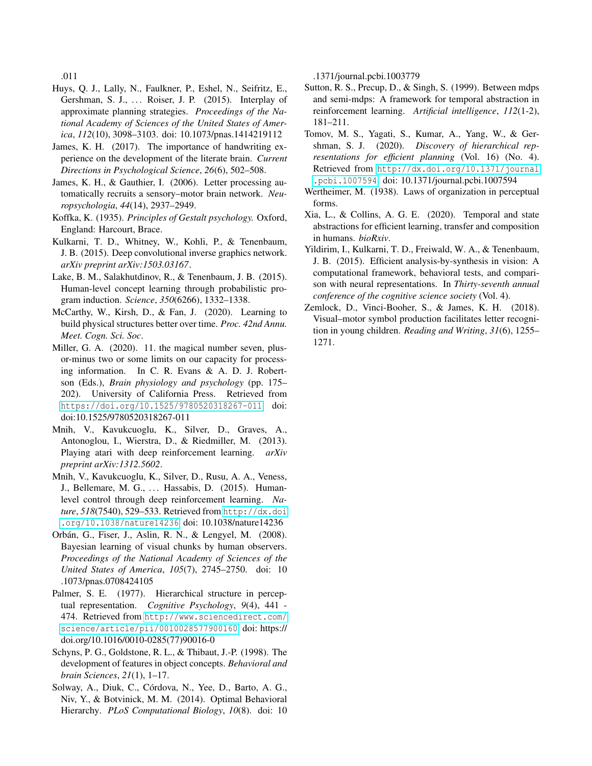.011

Huys, Q. J., Lally, N., Faulkner, P., Eshel, N., Seifritz, E., Gershman, S. J., ... Roiser, J. P. (2015). Interplay of approximate planning strategies. *Proceedings of the National Academy of Sciences of the United States of America*, *112*(10), 3098–3103. doi: 10.1073/pnas.1414219112

James, K. H. (2017). The importance of handwriting experience on the development of the literate brain. *Current Directions in Psychological Science*, *26*(6), 502–508.

James, K. H., & Gauthier, I. (2006). Letter processing automatically recruits a sensory–motor brain network. *Neuropsychologia*, *44*(14), 2937–2949.

Koffka, K. (1935). *Principles of Gestalt psychology.* Oxford, England: Harcourt, Brace.

Kulkarni, T. D., Whitney, W., Kohli, P., & Tenenbaum, J. B. (2015). Deep convolutional inverse graphics network. *arXiv preprint arXiv:1503.03167*.

Lake, B. M., Salakhutdinov, R., & Tenenbaum, J. B. (2015). Human-level concept learning through probabilistic program induction. *Science*, *350*(6266), 1332–1338.

McCarthy, W., Kirsh, D., & Fan, J. (2020). Learning to build physical structures better over time. *Proc. 42nd Annu. Meet. Cogn. Sci. Soc*.

Miller, G. A. (2020). 11. the magical number seven, plus-or-minus two or some limits on our capacity for processing information. In C. R. Evans & A. D. J. Robertson (Eds.), *Brain physiology and psychology* (pp. 175–202). University of California Press. Retrieved from https://doi.org/10.1525/9780520318267-011 doi: doi:10.1525/9780520318267-011

Mnih, V., Kavukcuoglu, K., Silver, D., Graves, A., Antonoglou, I., Wierstra, D., & Riedmiller, M. (2013). Playing atari with deep reinforcement learning. *arXiv preprint arXiv:1312.5602*.

Mnih, V., Kavukcuoglu, K., Silver, D., Rusu, A. A., Veness, J., Bellemare, M. G., ... Hassabis, D. (2015). Human-level control through deep reinforcement learning. *Nature*, *518*(7540), 529–533. Retrieved from http://dx.doi.org/10.1038/nature14236 doi: 10.1038/nature14236

Orbán, G., Fiser, J., Aslin, R. N., & Lengyel, M. (2008). Bayesian learning of visual chunks by human observers. *Proceedings of the National Academy of Sciences of the United States of America*, *105*(7), 2745–2750. doi: 10.1073/pnas.0708424105

Palmer, S. E. (1977). Hierarchical structure in perceptual representation. *Cognitive Psychology*, *9*(4), 441 - 474. Retrieved from http://www.sciencedirect.com/science/article/pii/0010028577900160 doi: https://doi.org/10.1016/0010-0285(77)90016-0

Schyns, P. G., Goldstone, R. L., & Thibaut, J.-P. (1998). The development of features in object concepts. *Behavioral and brain Sciences*, *21*(1), 1–17.

Solway, A., Diuk, C., Córdova, N., Yee, D., Barto, A. G., Niv, Y., & Botvinick, M. M. (2014). Optimal Behavioral Hierarchy. *PLoS Computational Biology*, *10*(8). doi: 10.1371/journal.pcbi.1003779

Sutton, R. S., Precup, D., & Singh, S. (1999). Between mdps and semi-mdps: A framework for temporal abstraction in reinforcement learning. *Artificial intelligence*, *112*(1-2), 181–211.

Tomov, M. S., Yagati, S., Kumar, A., Yang, W., & Gershman, S. J. (2020). *Discovery of hierarchical representations for efficient planning* (Vol. 16) (No. 4). Retrieved from http://dx.doi.org/10.1371/journal.pcbi.1007594 doi: 10.1371/journal.pcbi.1007594

Wertheimer, M. (1938). Laws of organization in perceptual forms.

Xia, L., & Collins, A. G. E. (2020). Temporal and state abstractions for efficient learning, transfer and composition in humans. *bioRxiv*.

Yildirim, I., Kulkarni, T. D., Freiwald, W. A., & Tenenbaum, J. B. (2015). Efficient analysis-by-synthesis in vision: A computational framework, behavioral tests, and comparison with neural representations. In *Thirty-seventh annual conference of the cognitive science society* (Vol. 4).

Zemlock, D., Vinci-Booher, S., & James, K. H. (2018). Visual–motor symbol production facilitates letter recognition in young children. *Reading and Writing*, *31*(6), 1255–1271.